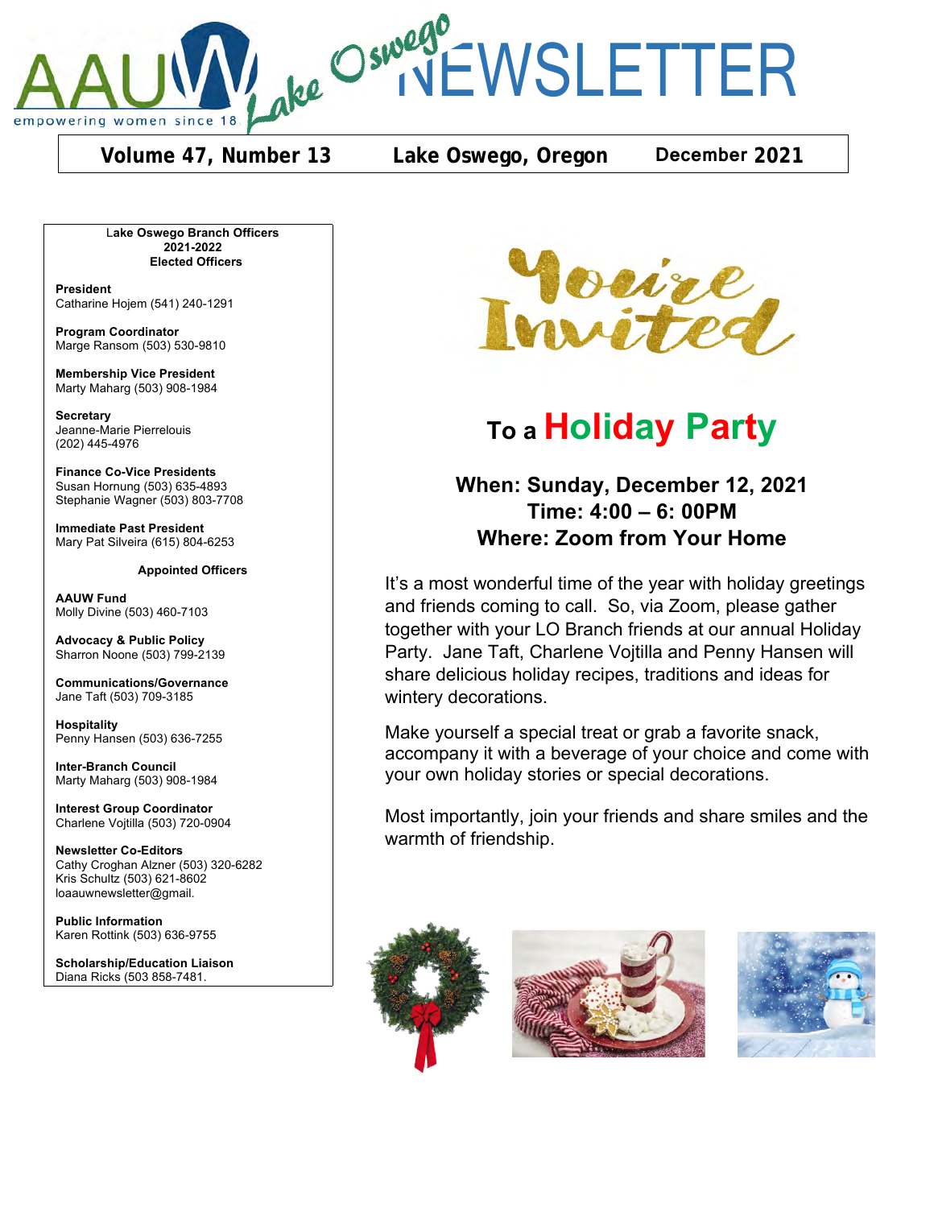# AAUW Lake Oswego NEWSLETTER

empowering women since 18

**Volume 47, Number 13** | **Lake Oswego, Oregon** | **December 2021**

**Lake Oswego Branch Officers**
**2021-2022**
**Elected Officers**

**President**
Catharine Hojem (541) 240-1291

**Program Coordinator**
Marge Ransom (503) 530-9810

**Membership Vice President**
Marty Maharg (503) 908-1984

**Secretary**
Jeanne-Marie Pierrelouis
(202) 445-4976

**Finance Co-Vice Presidents**
Susan Hornung (503) 635-4893
Stephanie Wagner (503) 803-7708

**Immediate Past President**
Mary Pat Silveira (615) 804-6253

**Appointed Officers**

**AAUW Fund**
Molly Divine (503) 460-7103

**Advocacy & Public Policy**
Sharron Noone (503) 799-2139

**Communications/Governance**
Jane Taft (503) 709-3185

**Hospitality**
Penny Hansen (503) 636-7255

**Inter-Branch Council**
Marty Maharg (503) 908-1984

**Interest Group Coordinator**
Charlene Vojtilla (503) 720-0904

**Newsletter Co-Editors**
Cathy Croghan Alzner (503) 320-6282
Kris Schultz (503) 621-8602
loaauwnewsletter@gmail.

**Public Information**
Karen Rottink (503) 636-9755

**Scholarship/Education Liaison**
Diana Ricks (503 858-7481.

# You're Invited

## To a Holiday Party

**When: Sunday, December 12, 2021**
**Time: 4:00 – 6: 00PM**
**Where: Zoom from Your Home**

It's a most wonderful time of the year with holiday greetings and friends coming to call. So, via Zoom, please gather together with your LO Branch friends at our annual Holiday Party. Jane Taft, Charlene Vojtilla and Penny Hansen will share delicious holiday recipes, traditions and ideas for wintery decorations.

Make yourself a special treat or grab a favorite snack, accompany it with a beverage of your choice and come with your own holiday stories or special decorations.

Most importantly, join your friends and share smiles and the warmth of friendship.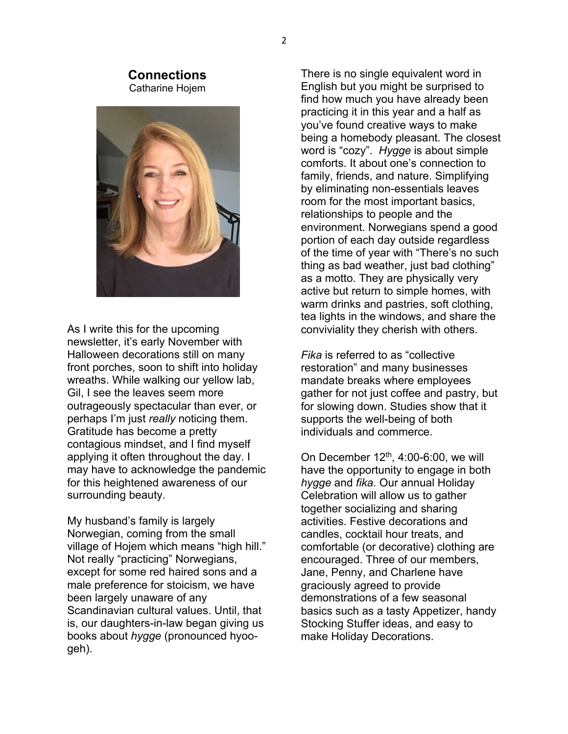## Connections

Catharine Hojem

As I write this for the upcoming newsletter, it's early November with Halloween decorations still on many front porches, soon to shift into holiday wreaths. While walking our yellow lab, Gil, I see the leaves seem more outrageously spectacular than ever, or perhaps I'm just *really* noticing them. Gratitude has become a pretty contagious mindset, and I find myself applying it often throughout the day. I may have to acknowledge the pandemic for this heightened awareness of our surrounding beauty.

My husband's family is largely Norwegian, coming from the small village of Hojem which means "high hill." Not really "practicing" Norwegians, except for some red haired sons and a male preference for stoicism, we have been largely unaware of any Scandinavian cultural values. Until, that is, our daughters-in-law began giving us books about *hygge* (pronounced hyoo-geh).

There is no single equivalent word in English but you might be surprised to find how much you have already been practicing it in this year and a half as you've found creative ways to make being a homebody pleasant. The closest word is "cozy". *Hygge* is about simple comforts. It about one's connection to family, friends, and nature. Simplifying by eliminating non-essentials leaves room for the most important basics, relationships to people and the environment. Norwegians spend a good portion of each day outside regardless of the time of year with "There's no such thing as bad weather, just bad clothing" as a motto. They are physically very active but return to simple homes, with warm drinks and pastries, soft clothing, tea lights in the windows, and share the conviviality they cherish with others.

*Fika* is referred to as "collective restoration" and many businesses mandate breaks where employees gather for not just coffee and pastry, but for slowing down. Studies show that it supports the well-being of both individuals and commerce.

On December 12th, 4:00-6:00, we will have the opportunity to engage in both *hygge* and *fika.* Our annual Holiday Celebration will allow us to gather together socializing and sharing activities. Festive decorations and candles, cocktail hour treats, and comfortable (or decorative) clothing are encouraged. Three of our members, Jane, Penny, and Charlene have graciously agreed to provide demonstrations of a few seasonal basics such as a tasty Appetizer, handy Stocking Stuffer ideas, and easy to make Holiday Decorations.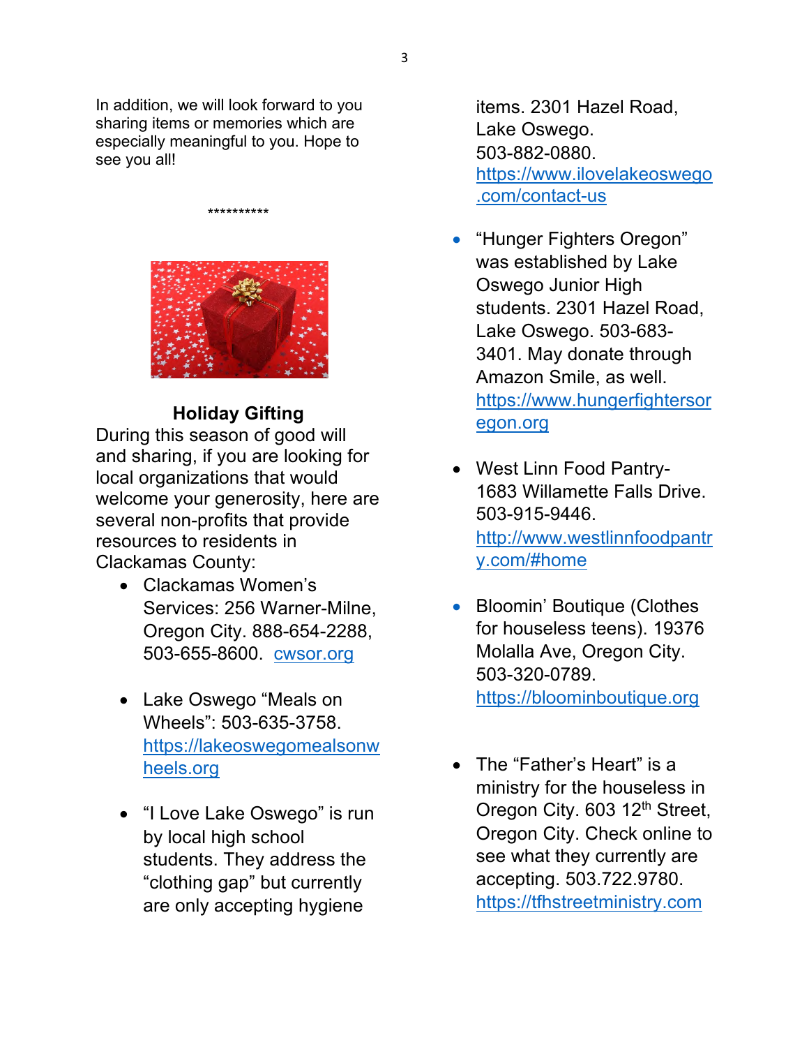In addition, we will look forward to you sharing items or memories which are especially meaningful to you. Hope to see you all!

**********

**Holiday Gifting**

During this season of good will and sharing, if you are looking for local organizations that would welcome your generosity, here are several non-profits that provide resources to residents in Clackamas County:

- Clackamas Women's Services: 256 Warner-Milne, Oregon City. 888-654-2288, 503-655-8600. cwsor.org
- Lake Oswego "Meals on Wheels": 503-635-3758. https://lakeoswegomealsonwheels.org
- "I Love Lake Oswego" is run by local high school students. They address the "clothing gap" but currently are only accepting hygiene items. 2301 Hazel Road, Lake Oswego. 503-882-0880. https://www.ilovelakeoswego.com/contact-us
- "Hunger Fighters Oregon" was established by Lake Oswego Junior High students. 2301 Hazel Road, Lake Oswego. 503-683-3401. May donate through Amazon Smile, as well. https://www.hungerfightersoregon.org
- West Linn Food Pantry- 1683 Willamette Falls Drive. 503-915-9446. http://www.westlinnfoodpantry.com/#home
- Bloomin' Boutique (Clothes for houseless teens). 19376 Molalla Ave, Oregon City. 503-320-0789. https://bloominboutique.org
- The "Father's Heart" is a ministry for the houseless in Oregon City. 603 12th Street, Oregon City. Check online to see what they currently are accepting. 503.722.9780. https://tfhstreetministry.com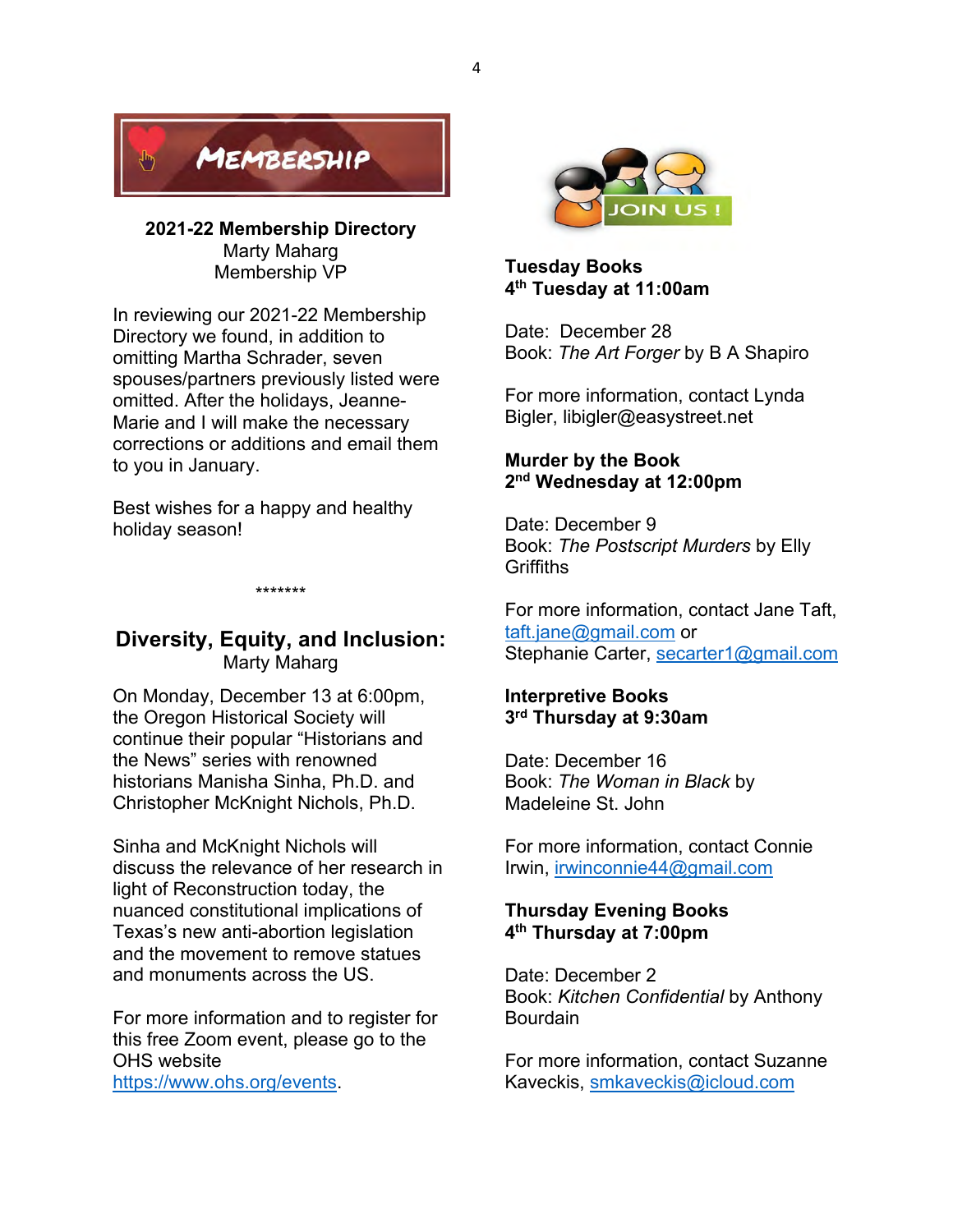# Membership

**2021-22 Membership Directory**
Marty Maharg
Membership VP

In reviewing our 2021-22 Membership Directory we found, in addition to omitting Martha Schrader, seven spouses/partners previously listed were omitted. After the holidays, Jeanne-Marie and I will make the necessary corrections or additions and email them to you in January.

Best wishes for a happy and healthy holiday season!

*******

## Diversity, Equity, and Inclusion:

Marty Maharg

On Monday, December 13 at 6:00pm, the Oregon Historical Society will continue their popular "Historians and the News" series with renowned historians Manisha Sinha, Ph.D. and Christopher McKnight Nichols, Ph.D.

Sinha and McKnight Nichols will discuss the relevance of her research in light of Reconstruction today, the nuanced constitutional implications of Texas's new anti-abortion legislation and the movement to remove statues and monuments across the US.

For more information and to register for this free Zoom event, please go to the OHS website https://www.ohs.org/events.

JOIN US !

**Tuesday Books**
**4th Tuesday at 11:00am**

Date: December 28
Book: *The Art Forger* by B A Shapiro

For more information, contact Lynda Bigler, libigler@easystreet.net

**Murder by the Book**
**2nd Wednesday at 12:00pm**

Date: December 9
Book: *The Postscript Murders* by Elly Griffiths

For more information, contact Jane Taft, taft.jane@gmail.com or Stephanie Carter, secarter1@gmail.com

**Interpretive Books**
**3rd Thursday at 9:30am**

Date: December 16
Book: *The Woman in Black* by Madeleine St. John

For more information, contact Connie Irwin, irwinconnie44@gmail.com

**Thursday Evening Books**
**4th Thursday at 7:00pm**

Date: December 2
Book: *Kitchen Confidential* by Anthony Bourdain

For more information, contact Suzanne Kaveckis, smkaveckis@icloud.com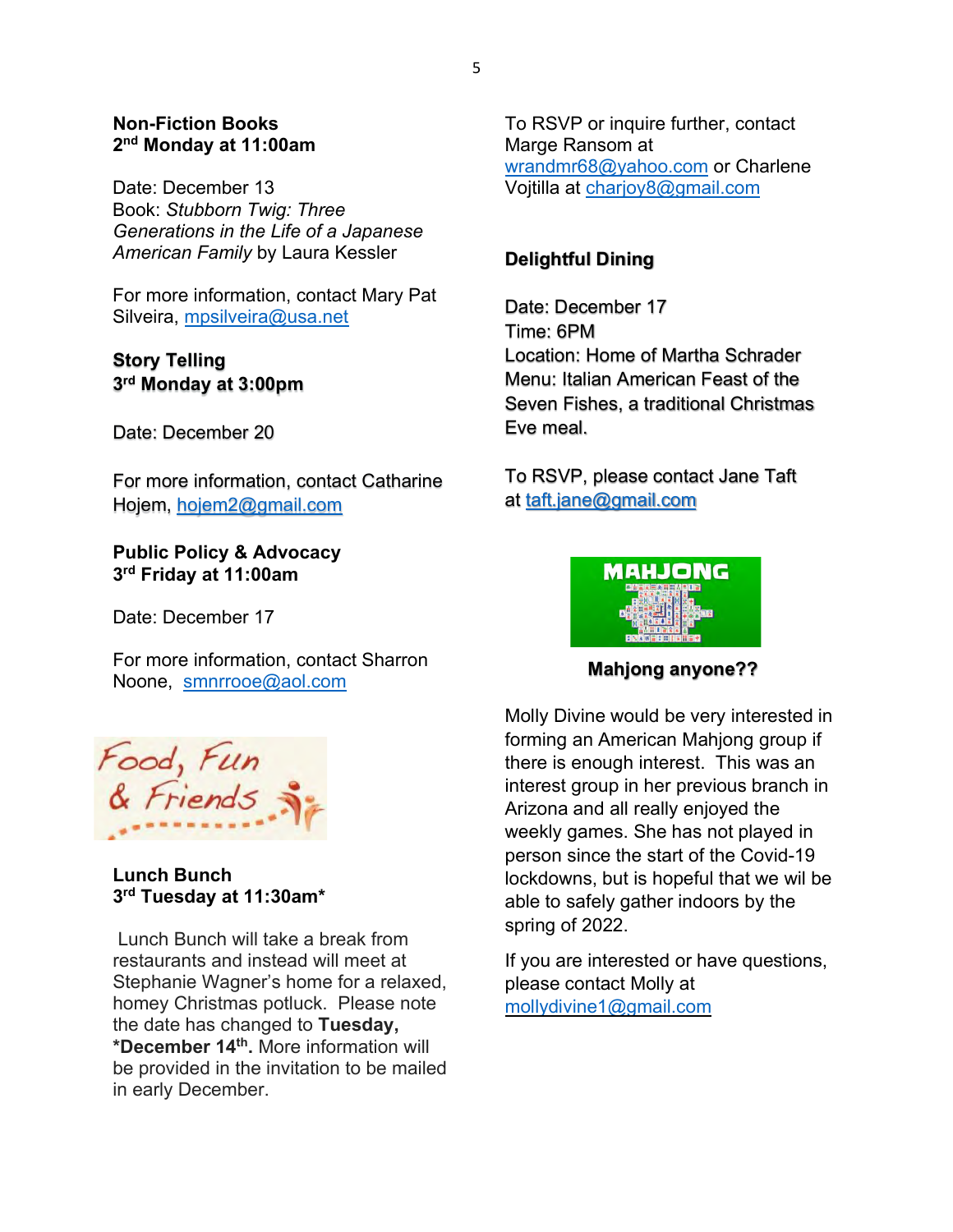**Non-Fiction Books**
**2nd Monday at 11:00am**

Date: December 13
Book: *Stubborn Twig: Three Generations in the Life of a Japanese American Family* by Laura Kessler

For more information, contact Mary Pat Silveira, mpsilveira@usa.net

**Story Telling**
**3rd Monday at 3:00pm**

Date: December 20

For more information, contact Catharine Hojem, hojem2@gmail.com

**Public Policy & Advocacy**
**3rd Friday at 11:00am**

Date: December 17

For more information, contact Sharron Noone, smnrrooe@aol.com

Food, Fun & Friends

**Lunch Bunch**
**3rd Tuesday at 11:30am***

Lunch Bunch will take a break from restaurants and instead will meet at Stephanie Wagner's home for a relaxed, homey Christmas potluck. Please note the date has changed to **Tuesday, *December 14th.** More information will be provided in the invitation to be mailed in early December.

To RSVP or inquire further, contact Marge Ransom at wrandmr68@yahoo.com or Charlene Vojtilla at charjoy8@gmail.com

**Delightful Dining**

Date: December 17
Time: 6PM
Location: Home of Martha Schrader
Menu: Italian American Feast of the Seven Fishes, a traditional Christmas Eve meal.

To RSVP, please contact Jane Taft at taft.jane@gmail.com

MAHJONG

**Mahjong anyone??**

Molly Divine would be very interested in forming an American Mahjong group if there is enough interest. This was an interest group in her previous branch in Arizona and all really enjoyed the weekly games. She has not played in person since the start of the Covid-19 lockdowns, but is hopeful that we wil be able to safely gather indoors by the spring of 2022.

If you are interested or have questions, please contact Molly at mollydivine1@gmail.com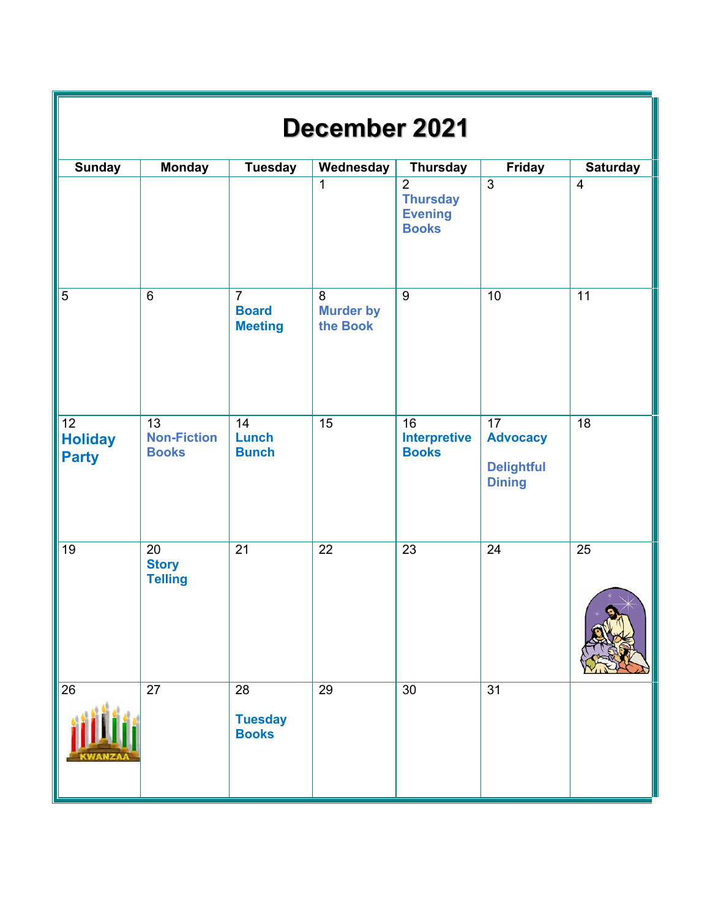# December 2021

| Sunday | Monday | Tuesday | Wednesday | Thursday | Friday | Saturday |
|---|---|---|---|---|---|---|
| | | | 1 | 2 **Thursday Evening Books** | 3 | 4 |
| 5 | 6 | 7 **Board Meeting** | 8 **Murder by the Book** | 9 | 10 | 11 |
| 12 **Holiday Party** | 13 **Non-Fiction Books** | 14 **Lunch Bunch** | 15 | 16 **Interpretive Books** | 17 **Advocacy** **Delightful Dining** | 18 |
| 19 | 20 **Story Telling** | 21 | 22 | 23 | 24 | 25 |
| 26 KWANZAA | 27 | 28 **Tuesday Books** | 29 | 30 | 31 | |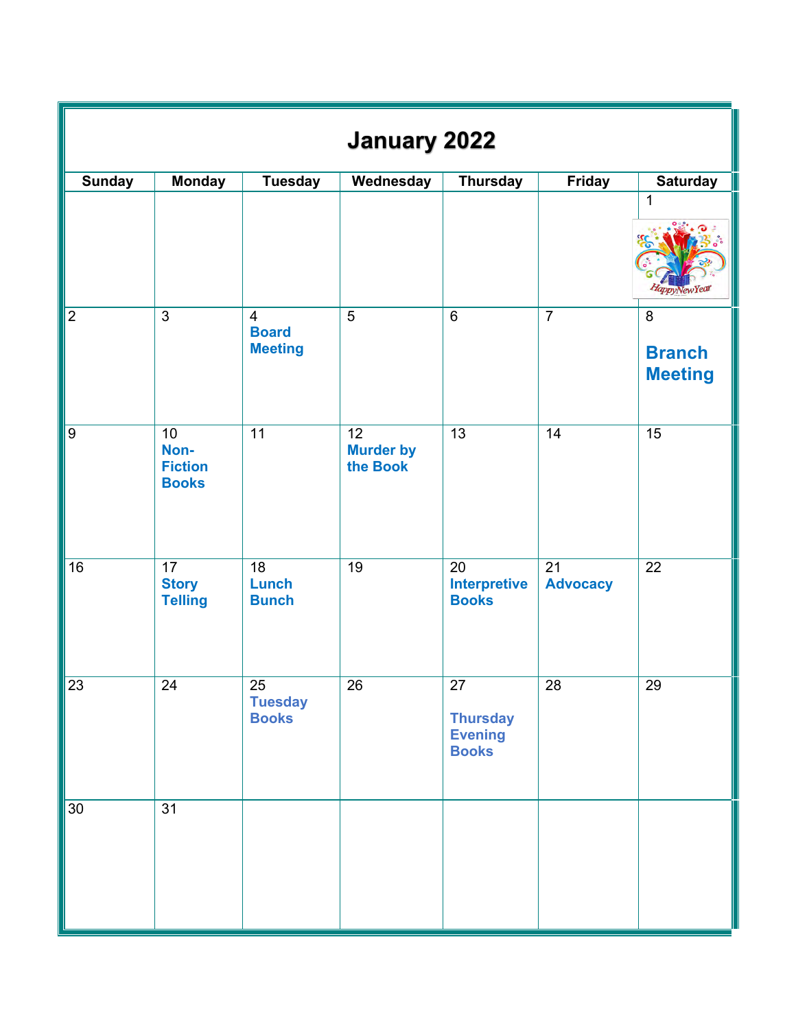# January 2022

| Sunday | Monday | Tuesday | Wednesday | Thursday | Friday | Saturday |
|---|---|---|---|---|---|---|
| | | | | | | 1 |
| 2 | 3 | 4 **Board Meeting** | 5 | 6 | 7 | 8 **Branch Meeting** |
| 9 | 10 **Non-Fiction Books** | 11 | 12 **Murder by the Book** | 13 | 14 | 15 |
| 16 | 17 **Story Telling** | 18 **Lunch Bunch** | 19 | 20 **Interpretive Books** | 21 **Advocacy** | 22 |
| 23 | 24 | 25 **Tuesday Books** | 26 | 27 **Thursday Evening Books** | 28 | 29 |
| 30 | 31 | | | | | |